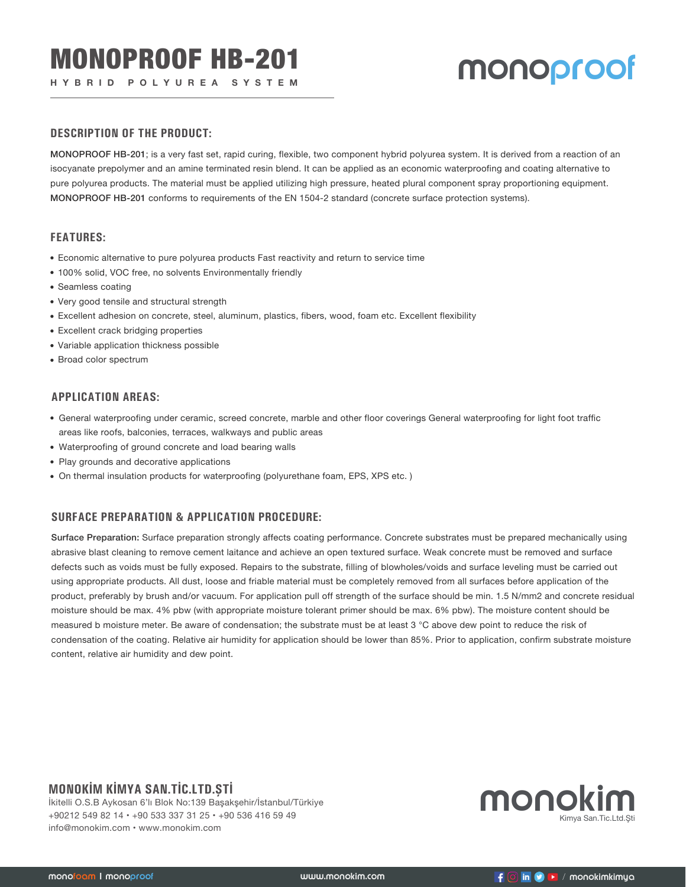# MONOPROOF HB-201

HYBRID POLYUREA SYSTEM

monoproof

## DESCRIPTION OF THE PRODUCT:

**MONOPROOF HB-201**; is a very fast set, rapid curing, flexible, two component hybrid polyurea system. It is derived from a reaction of an isocyanate prepolymer and an amine terminated resin blend. It can be applied as an economic waterproofing and coating alternative to pure polyurea products. The material must be applied utilizing high pressure, heated plural component spray proportioning equipment. **MONOPROOF HB-201** conforms to requirements of the EN 1504-2 standard (concrete surface protection systems).

## FEATURES:

- Economic alternative to pure polyurea products Fast reactivity and return to service time
- 100% solid, VOC free, no solvents Environmentally friendly
- Seamless coating
- Very good tensile and structural strength
- Excellent adhesion on concrete, steel, aluminum, plastics, fibers, wood, foam etc. Excellent flexibility
- Excellent crack bridging properties
- Variable application thickness possible
- Broad color spectrum

## APPLICATION AREAS:

- General waterproofing under ceramic, screed concrete, marble and other floor coverings General waterproofing for light foot traffic areas like roofs, balconies, terraces, walkways and public areas
- Waterproofing of ground concrete and load bearing walls
- Play grounds and decorative applications
- On thermal insulation products for waterproofing (polyurethane foam, EPS, XPS etc. )

## SURFACE PREPARATION & APPLICATION PROCEDURE:

**Surface Preparation:** Surface preparation strongly affects coating performance. Concrete substrates must be prepared mechanically using abrasive blast cleaning to remove cement laitance and achieve an open textured surface. Weak concrete must be removed and surface defects such as voids must be fully exposed. Repairs to the substrate, filling of blowholes/voids and surface leveling must be carried out using appropriate products. All dust, loose and friable material must be completely removed from all surfaces before application of the product, preferably by brush and/or vacuum. For application pull off strength of the surface should be min. 1.5 N/mm2 and concrete residual moisture should be max. 4% pbw (with appropriate moisture tolerant primer should be max. 6% pbw). The moisture content should be measured b moisture meter. Be aware of condensation; the substrate must be at least 3 °C above dew point to reduce the risk of condensation of the coating. Relative air humidity for application should be lower than 85%. Prior to application, confirm substrate moisture content, relative air humidity and dew point.

**MONOKİM KİMYA SAN.TİC.LTD.ŞTİ**

İkitelli O.S.B Aykosan 6'lı Blok No:139 Başakşehir/İstanbul/Türkiye
+90212 549 82 14 • +90 533 337 31 25 • +90 536 416 59 49
info@monokim.com • www.monokim.com

monokim
Kimya San.Tic.Ltd.Şti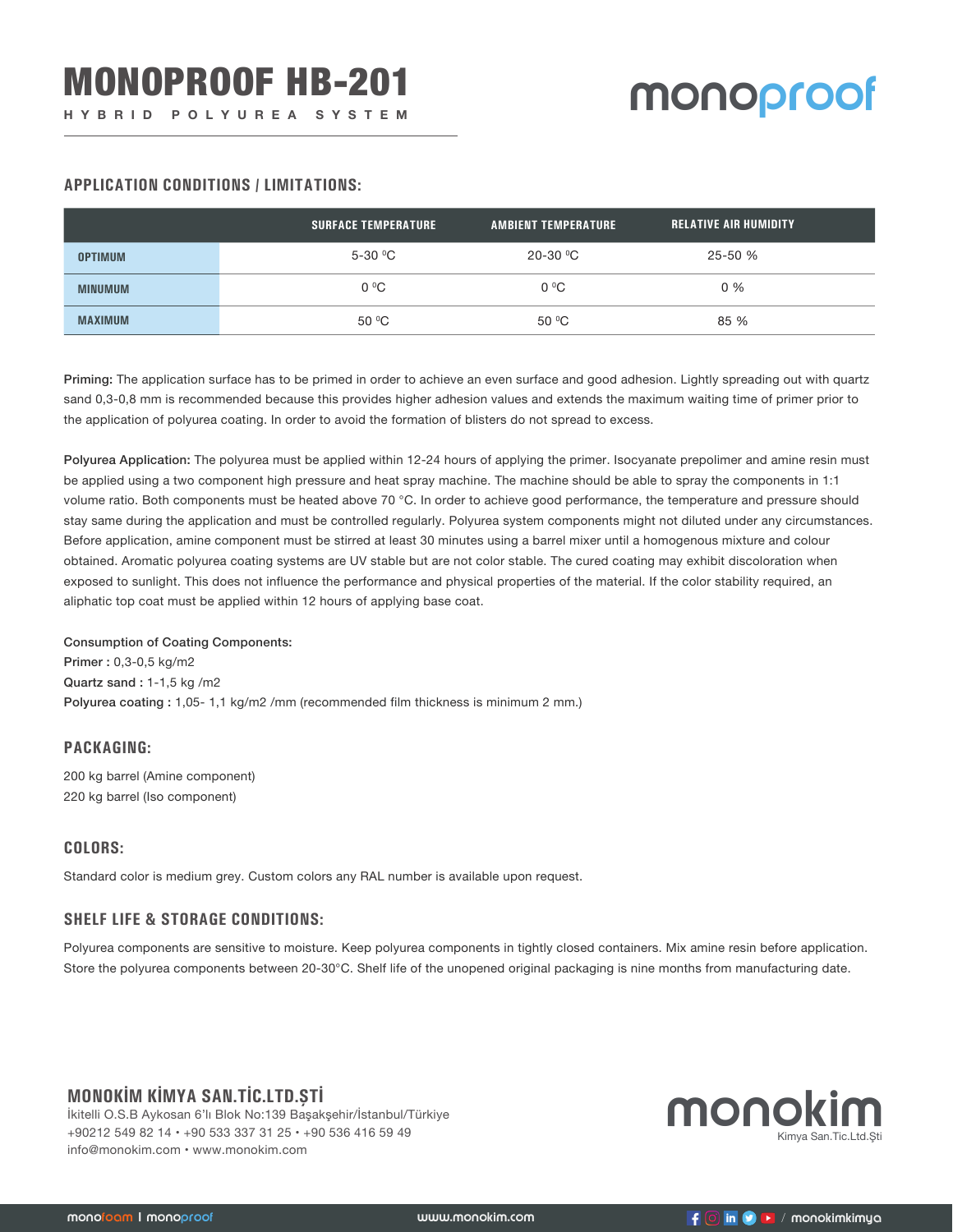# MONOPROOF HB-201

HYBRID POLYUREA SYSTEM

## APPLICATION CONDITIONS / LIMITATIONS:

| | SURFACE TEMPERATURE | AMBIENT TEMPERATURE | RELATIVE AIR HUMIDITY |
|---|---|---|---|
| OPTIMUM | 5-30 °C | 20-30 °C | 25-50 % |
| MINUMUM | 0 °C | 0 °C | 0 % |
| MAXIMUM | 50 °C | 50 °C | 85 % |

**Priming:** The application surface has to be primed in order to achieve an even surface and good adhesion. Lightly spreading out with quartz sand 0,3-0,8 mm is recommended because this provides higher adhesion values and extends the maximum waiting time of primer prior to the application of polyurea coating. In order to avoid the formation of blisters do not spread to excess.

**Polyurea Application:** The polyurea must be applied within 12-24 hours of applying the primer. Isocyanate prepolimer and amine resin must be applied using a two component high pressure and heat spray machine. The machine should be able to spray the components in 1:1 volume ratio. Both components must be heated above 70 °C. In order to achieve good performance, the temperature and pressure should stay same during the application and must be controlled regularly. Polyurea system components might not diluted under any circumstances. Before application, amine component must be stirred at least 30 minutes using a barrel mixer until a homogenous mixture and colour obtained. Aromatic polyurea coating systems are UV stable but are not color stable. The cured coating may exhibit discoloration when exposed to sunlight. This does not influence the performance and physical properties of the material. If the color stability required, an aliphatic top coat must be applied within 12 hours of applying base coat.

**Consumption of Coating Components:**
**Primer :** 0,3-0,5 kg/m2
**Quartz sand :** 1-1,5 kg /m2
**Polyurea coating :** 1,05- 1,1 kg/m2 /mm (recommended film thickness is minimum 2 mm.)

## PACKAGING:

200 kg barrel (Amine component)
220 kg barrel (Iso component)

## COLORS:

Standard color is medium grey. Custom colors any RAL number is available upon request.

## SHELF LIFE & STORAGE CONDITIONS:

Polyurea components are sensitive to moisture. Keep polyurea components in tightly closed containers. Mix amine resin before application. Store the polyurea components between 20-30°C. Shelf life of the unopened original packaging is nine months from manufacturing date.

**MONOKİM KİMYA SAN.TİC.LTD.ŞTİ**
İkitelli O.S.B Aykosan 6'lı Blok No:139 Başakşehir/İstanbul/Türkiye
+90212 549 82 14 • +90 533 337 31 25 • +90 536 416 59 49
info@monokim.com • www.monokim.com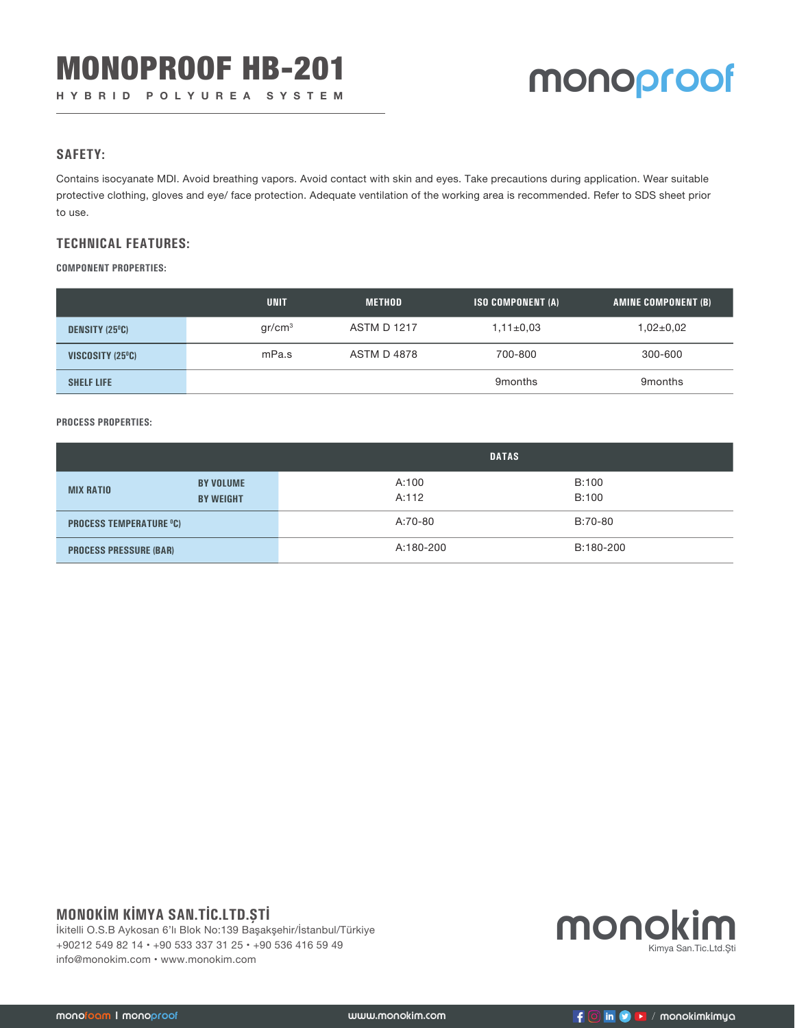# MONOPROOF HB-201

HYBRID POLYUREA SYSTEM

## SAFETY:

Contains isocyanate MDI. Avoid breathing vapors. Avoid contact with skin and eyes. Take precautions during application. Wear suitable protective clothing, gloves and eye/ face protection. Adequate ventilation of the working area is recommended. Refer to SDS sheet prior to use.

## TECHNICAL FEATURES:

### COMPONENT PROPERTIES:

| | UNIT | METHOD | ISO COMPONENT (A) | AMINE COMPONENT (B) |
|---|---|---|---|---|
| **DENSITY (25ºC)** | gr/cm³ | ASTM D 1217 | 1,11±0,03 | 1,02±0,02 |
| **VISCOSITY (25ºC)** | mPa.s | ASTM D 4878 | 700-800 | 300-600 |
| **SHELF LIFE** | | | 9months | 9months |

### PROCESS PROPERTIES:

| | | DATAS | |
|---|---|---|---|
| **MIX RATIO** | **BY VOLUME** | A:100 | B:100 |
| | **BY WEIGHT** | A:112 | B:100 |
| **PROCESS TEMPERATURE ºC)** | | A:70-80 | B:70-80 |
| **PROCESS PRESSURE (BAR)** | | A:180-200 | B:180-200 |

**MONOKİM KİMYA SAN.TİC.LTD.ŞTİ**
İkitelli O.S.B Aykosan 6'lı Blok No:139 Başakşehir/İstanbul/Türkiye
+90212 549 82 14 • +90 533 337 31 25 • +90 536 416 59 49
info@monokim.com • www.monokim.com

monokim
Kimya San.Tic.Ltd.Şti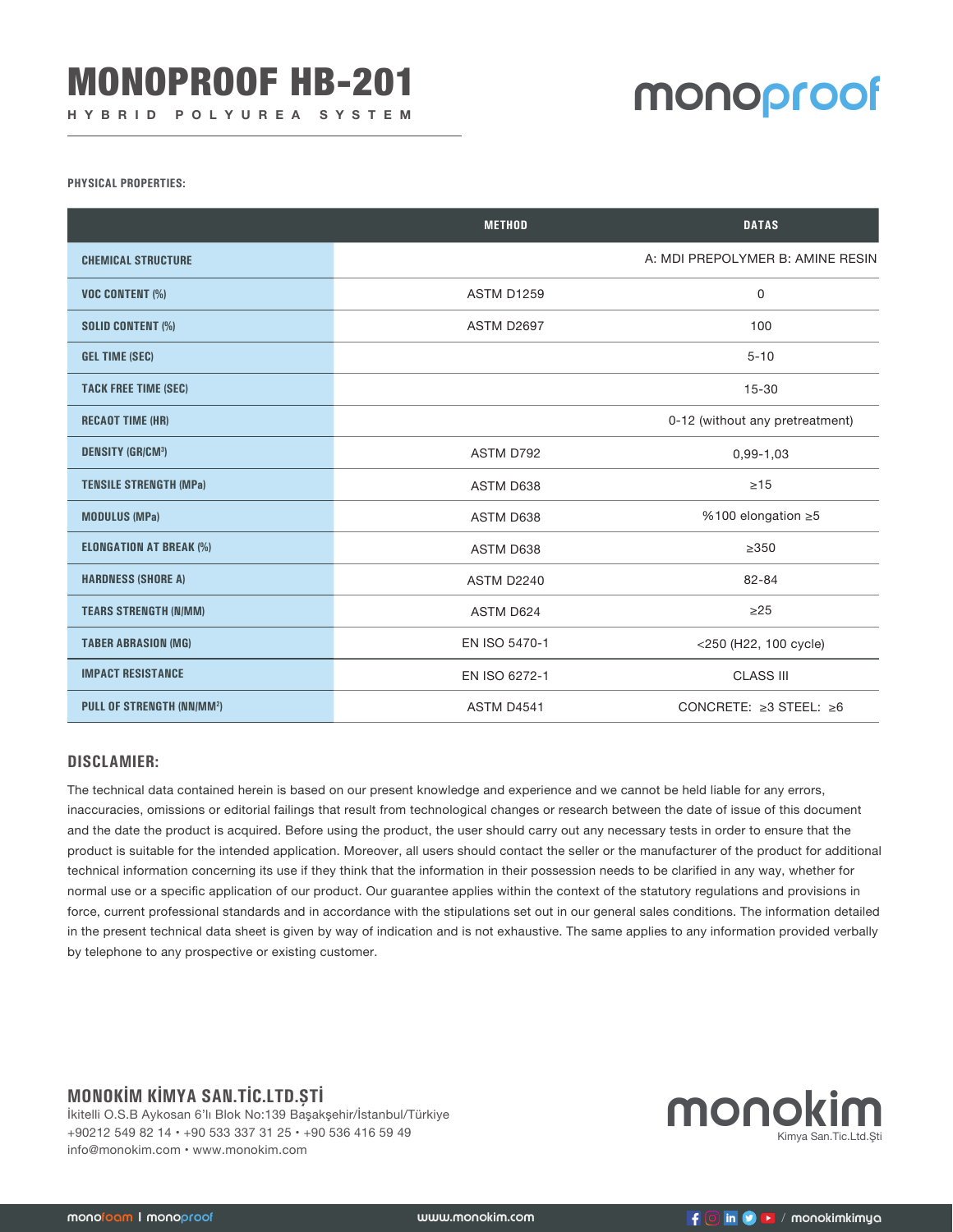# MONOPROOF HB-201

HYBRID POLYUREA SYSTEM

monoproof

**PHYSICAL PROPERTIES:**

| | METHOD | DATAS |
|---|---|---|
| CHEMICAL STRUCTURE | | A: MDI PREPOLYMER B: AMINE RESIN |
| VOC CONTENT (%) | ASTM D1259 | 0 |
| SOLID CONTENT (%) | ASTM D2697 | 100 |
| GEL TIME (SEC) | | 5-10 |
| TACK FREE TIME (SEC) | | 15-30 |
| RECAOT TIME (HR) | | 0-12 (without any pretreatment) |
| DENSITY (GR/CM³) | ASTM D792 | 0,99-1,03 |
| TENSILE STRENGTH (MPa) | ASTM D638 | ≥15 |
| MODULUS (MPa) | ASTM D638 | %100 elongation ≥5 |
| ELONGATION AT BREAK (%) | ASTM D638 | ≥350 |
| HARDNESS (SHORE A) | ASTM D2240 | 82-84 |
| TEARS STRENGTH (N/MM) | ASTM D624 | ≥25 |
| TABER ABRASION (MG) | EN ISO 5470-1 | <250 (H22, 100 cycle) |
| IMPACT RESISTANCE | EN ISO 6272-1 | CLASS III |
| PULL OF STRENGTH (NN/MM²) | ASTM D4541 | CONCRETE: ≥3 STEEL: ≥6 |

## DISCLAMIER:

The technical data contained herein is based on our present knowledge and experience and we cannot be held liable for any errors, inaccuracies, omissions or editorial failings that result from technological changes or research between the date of issue of this document and the date the product is acquired. Before using the product, the user should carry out any necessary tests in order to ensure that the product is suitable for the intended application. Moreover, all users should contact the seller or the manufacturer of the product for additional technical information concerning its use if they think that the information in their possession needs to be clarified in any way, whether for normal use or a specific application of our product. Our guarantee applies within the context of the statutory regulations and provisions in force, current professional standards and in accordance with the stipulations set out in our general sales conditions. The information detailed in the present technical data sheet is given by way of indication and is not exhaustive. The same applies to any information provided verbally by telephone to any prospective or existing customer.

**MONOKİM KİMYA SAN.TİC.LTD.ŞTİ**
İkitelli O.S.B Aykosan 6'lı Blok No:139 Başakşehir/İstanbul/Türkiye
+90212 549 82 14 • +90 533 337 31 25 • +90 536 416 59 49
info@monokim.com • www.monokim.com

monokim
Kimya San.Tic.Ltd.Şti